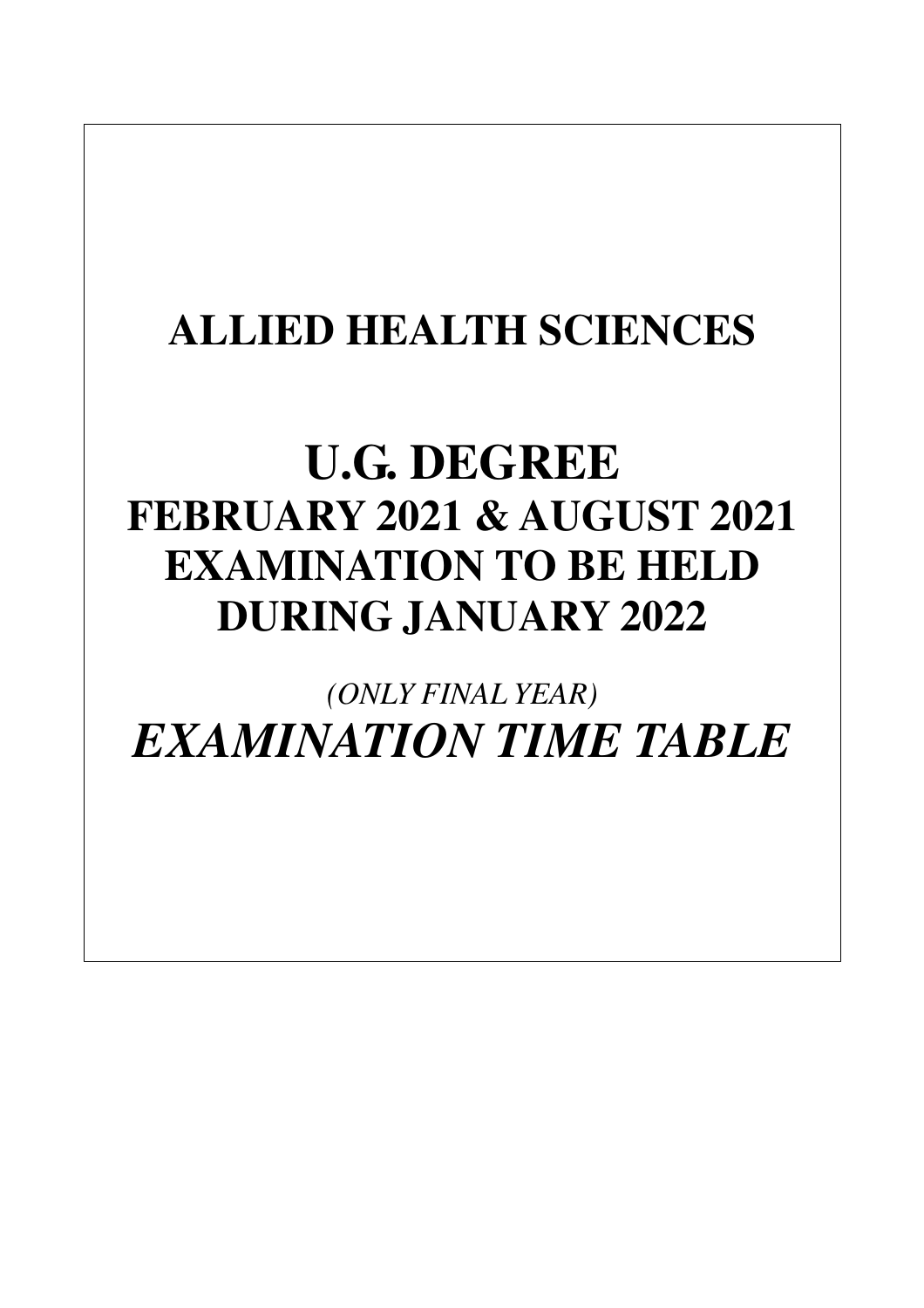# ALLIED HEALTH SCIENCES

# U.G. DEGREE

## FEBRUARY 2021 & AUGUST 2021 EXAMINATION TO BE HELD DURING JANUARY 2022

*(ONLY FINAL YEAR)*

## *EXAMINATION TIME TABLE*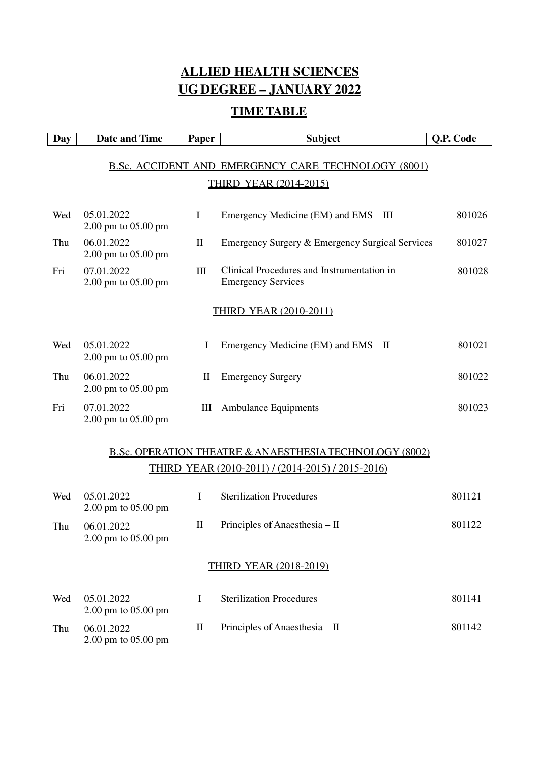# ALLIED HEALTH SCIENCES
# UG DEGREE – JANUARY 2022

## TIME TABLE

| Day | Date and Time | Paper | Subject | Q.P. Code |
|---|---|---|---|---|
| | | | **B.Sc. ACCIDENT AND EMERGENCY CARE TECHNOLOGY (8001)** | |
| | | | **THIRD YEAR (2014-2015)** | |
| Wed | 05.01.2022<br>2.00 pm to 05.00 pm | I | Emergency Medicine (EM) and EMS – III | 801026 |
| Thu | 06.01.2022<br>2.00 pm to 05.00 pm | II | Emergency Surgery & Emergency Surgical Services | 801027 |
| Fri | 07.01.2022<br>2.00 pm to 05.00 pm | III | Clinical Procedures and Instrumentation in Emergency Services | 801028 |
| | | | **THIRD YEAR (2010-2011)** | |
| Wed | 05.01.2022<br>2.00 pm to 05.00 pm | I | Emergency Medicine (EM) and EMS – II | 801021 |
| Thu | 06.01.2022<br>2.00 pm to 05.00 pm | II | Emergency Surgery | 801022 |
| Fri | 07.01.2022<br>2.00 pm to 05.00 pm | III | Ambulance Equipments | 801023 |
| | | | **B.Sc. OPERATION THEATRE & ANAESTHESIA TECHNOLOGY (8002)** | |
| | | | **THIRD YEAR (2010-2011) / (2014-2015) / 2015-2016)** | |
| Wed | 05.01.2022<br>2.00 pm to 05.00 pm | I | Sterilization Procedures | 801121 |
| Thu | 06.01.2022<br>2.00 pm to 05.00 pm | II | Principles of Anaesthesia – II | 801122 |
| | | | **THIRD YEAR (2018-2019)** | |
| Wed | 05.01.2022<br>2.00 pm to 05.00 pm | I | Sterilization Procedures | 801141 |
| Thu | 06.01.2022<br>2.00 pm to 05.00 pm | II | Principles of Anaesthesia – II | 801142 |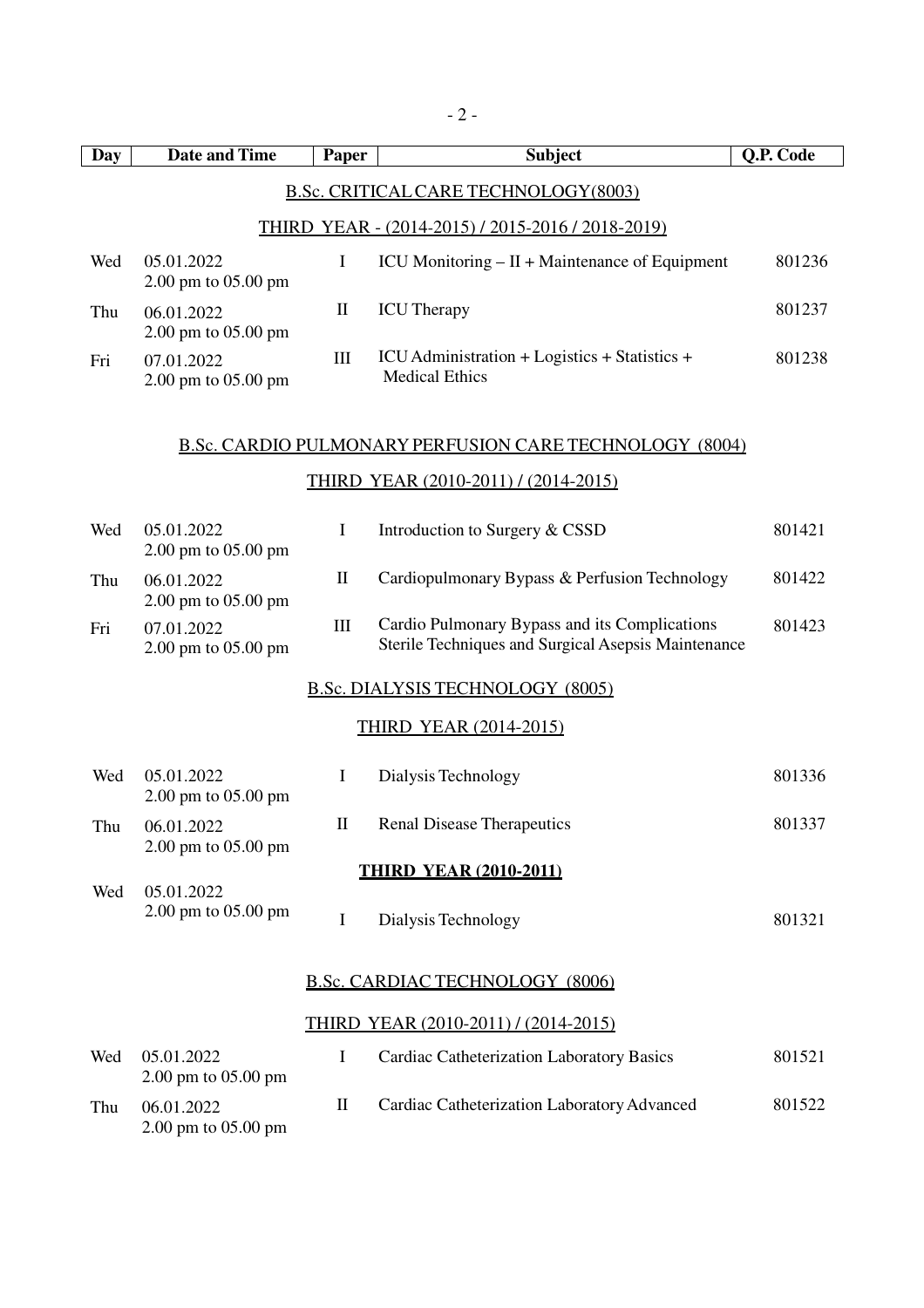| Day | Date and Time | Paper | Subject | Q.P. Code |
|---|---|---|---|---|
| | | | **B.Sc. CRITICAL CARE TECHNOLOGY(8003)** | |
| | | | **THIRD YEAR - (2014-2015) / 2015-2016 / 2018-2019)** | |
| Wed | 05.01.2022 2.00 pm to 05.00 pm | I | ICU Monitoring – II + Maintenance of Equipment | 801236 |
| Thu | 06.01.2022 2.00 pm to 05.00 pm | II | ICU Therapy | 801237 |
| Fri | 07.01.2022 2.00 pm to 05.00 pm | III | ICU Administration + Logistics + Statistics + Medical Ethics | 801238 |
| | | | **B.Sc. CARDIO PULMONARY PERFUSION CARE TECHNOLOGY (8004)** | |
| | | | **THIRD YEAR (2010-2011) / (2014-2015)** | |
| Wed | 05.01.2022 2.00 pm to 05.00 pm | I | Introduction to Surgery & CSSD | 801421 |
| Thu | 06.01.2022 2.00 pm to 05.00 pm | II | Cardiopulmonary Bypass & Perfusion Technology | 801422 |
| Fri | 07.01.2022 2.00 pm to 05.00 pm | III | Cardio Pulmonary Bypass and its Complications Sterile Techniques and Surgical Asepsis Maintenance | 801423 |
| | | | **B.Sc. DIALYSIS TECHNOLOGY (8005)** | |
| | | | **THIRD YEAR (2014-2015)** | |
| Wed | 05.01.2022 2.00 pm to 05.00 pm | I | Dialysis Technology | 801336 |
| Thu | 06.01.2022 2.00 pm to 05.00 pm | II | Renal Disease Therapeutics | 801337 |
| | | | **THIRD YEAR (2010-2011)** | |
| Wed | 05.01.2022 2.00 pm to 05.00 pm | I | Dialysis Technology | 801321 |
| | | | **B.Sc. CARDIAC TECHNOLOGY (8006)** | |
| | | | **THIRD YEAR (2010-2011) / (2014-2015)** | |
| Wed | 05.01.2022 2.00 pm to 05.00 pm | I | Cardiac Catheterization Laboratory Basics | 801521 |
| Thu | 06.01.2022 2.00 pm to 05.00 pm | II | Cardiac Catheterization Laboratory Advanced | 801522 |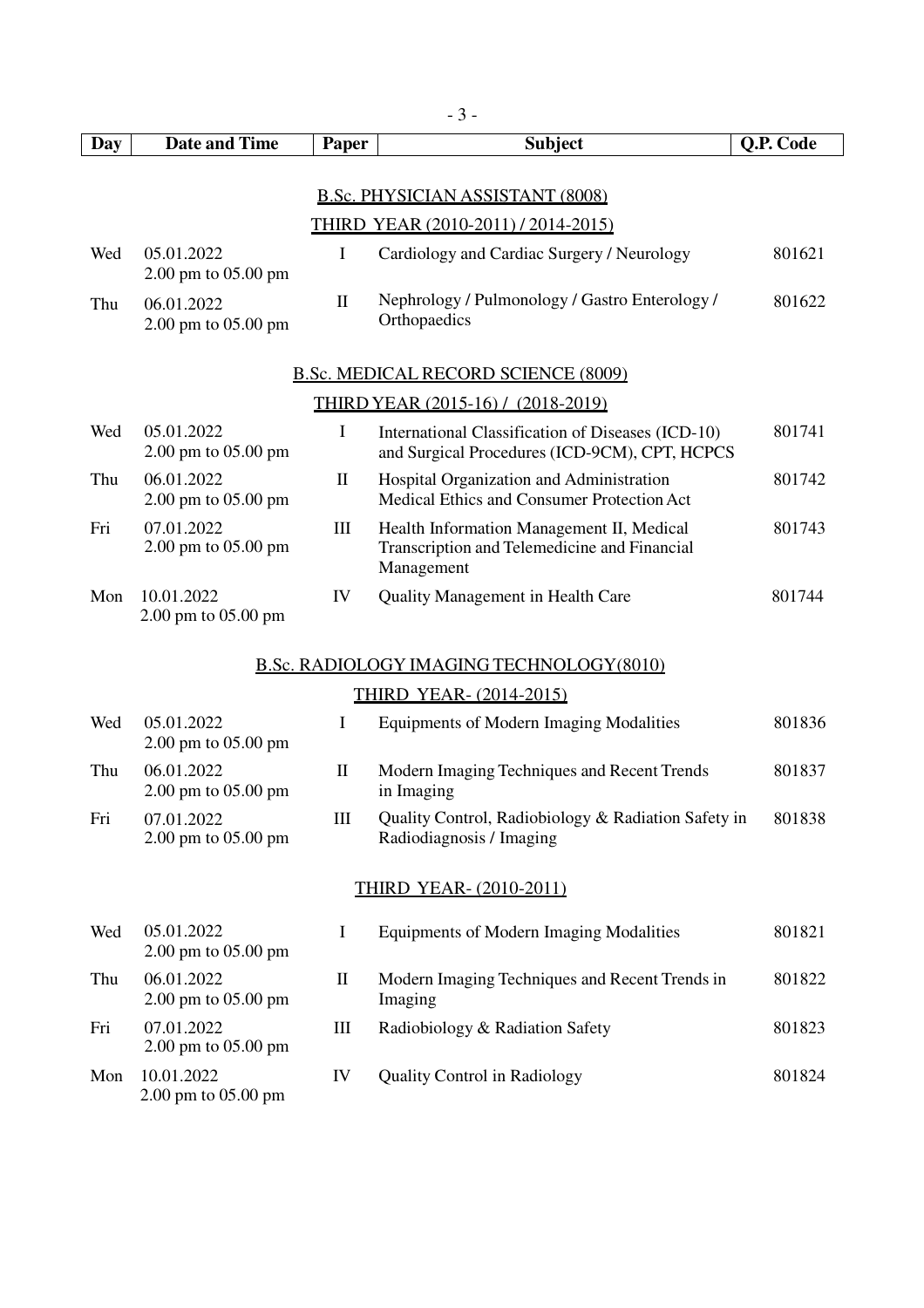| Day | Date and Time | Paper | Subject | Q.P. Code |
|---|---|---|---|---|

## B.Sc. PHYSICIAN ASSISTANT (8008)

### THIRD YEAR (2010-2011) / 2014-2015)

| Day | Date and Time | Paper | Subject | Q.P. Code |
|---|---|---|---|---|
| Wed | 05.01.2022 2.00 pm to 05.00 pm | I | Cardiology and Cardiac Surgery / Neurology | 801621 |
| Thu | 06.01.2022 2.00 pm to 05.00 pm | II | Nephrology / Pulmonology / Gastro Enterology / Orthopaedics | 801622 |

## B.Sc. MEDICAL RECORD SCIENCE (8009)

### THIRD YEAR (2015-16) / (2018-2019)

| Day | Date and Time | Paper | Subject | Q.P. Code |
|---|---|---|---|---|
| Wed | 05.01.2022 2.00 pm to 05.00 pm | I | International Classification of Diseases (ICD-10) and Surgical Procedures (ICD-9CM), CPT, HCPCS | 801741 |
| Thu | 06.01.2022 2.00 pm to 05.00 pm | II | Hospital Organization and Administration Medical Ethics and Consumer Protection Act | 801742 |
| Fri | 07.01.2022 2.00 pm to 05.00 pm | III | Health Information Management II, Medical Transcription and Telemedicine and Financial Management | 801743 |
| Mon | 10.01.2022 2.00 pm to 05.00 pm | IV | Quality Management in Health Care | 801744 |

## B.Sc. RADIOLOGY IMAGING TECHNOLOGY(8010)

### THIRD YEAR- (2014-2015)

| Day | Date and Time | Paper | Subject | Q.P. Code |
|---|---|---|---|---|
| Wed | 05.01.2022 2.00 pm to 05.00 pm | I | Equipments of Modern Imaging Modalities | 801836 |
| Thu | 06.01.2022 2.00 pm to 05.00 pm | II | Modern Imaging Techniques and Recent Trends in Imaging | 801837 |
| Fri | 07.01.2022 2.00 pm to 05.00 pm | III | Quality Control, Radiobiology & Radiation Safety in Radiodiagnosis / Imaging | 801838 |

### THIRD YEAR- (2010-2011)

| Day | Date and Time | Paper | Subject | Q.P. Code |
|---|---|---|---|---|
| Wed | 05.01.2022 2.00 pm to 05.00 pm | I | Equipments of Modern Imaging Modalities | 801821 |
| Thu | 06.01.2022 2.00 pm to 05.00 pm | II | Modern Imaging Techniques and Recent Trends in Imaging | 801822 |
| Fri | 07.01.2022 2.00 pm to 05.00 pm | III | Radiobiology & Radiation Safety | 801823 |
| Mon | 10.01.2022 2.00 pm to 05.00 pm | IV | Quality Control in Radiology | 801824 |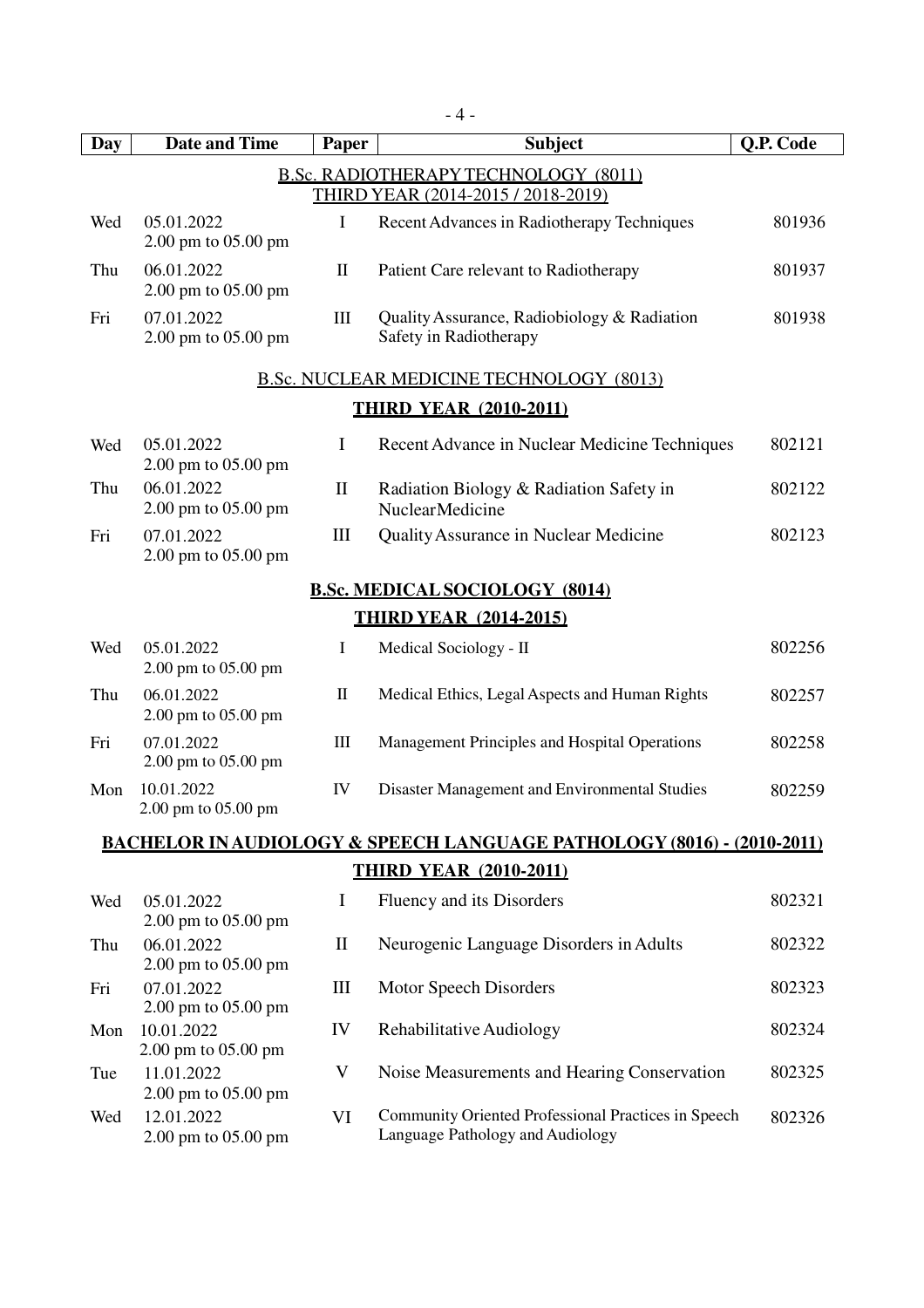| Day | Date and Time | Paper | Subject | Q.P. Code |
|---|---|---|---|---|
| | | | **B.Sc. RADIOTHERAPY TECHNOLOGY (8011)** | |
| | | | **THIRD YEAR (2014-2015 / 2018-2019)** | |
| Wed | 05.01.2022 2.00 pm to 05.00 pm | I | Recent Advances in Radiotherapy Techniques | 801936 |
| Thu | 06.01.2022 2.00 pm to 05.00 pm | II | Patient Care relevant to Radiotherapy | 801937 |
| Fri | 07.01.2022 2.00 pm to 05.00 pm | III | Quality Assurance, Radiobiology & Radiation Safety in Radiotherapy | 801938 |
| | | | **B.Sc. NUCLEAR MEDICINE TECHNOLOGY (8013)** | |
| | | | **THIRD YEAR (2010-2011)** | |
| Wed | 05.01.2022 2.00 pm to 05.00 pm | I | Recent Advance in Nuclear Medicine Techniques | 802121 |
| Thu | 06.01.2022 2.00 pm to 05.00 pm | II | Radiation Biology & Radiation Safety in NuclearMedicine | 802122 |
| Fri | 07.01.2022 2.00 pm to 05.00 pm | III | Quality Assurance in Nuclear Medicine | 802123 |
| | | | **B.Sc. MEDICAL SOCIOLOGY (8014)** | |
| | | | **THIRD YEAR (2014-2015)** | |
| Wed | 05.01.2022 2.00 pm to 05.00 pm | I | Medical Sociology - II | 802256 |
| Thu | 06.01.2022 2.00 pm to 05.00 pm | II | Medical Ethics, Legal Aspects and Human Rights | 802257 |
| Fri | 07.01.2022 2.00 pm to 05.00 pm | III | Management Principles and Hospital Operations | 802258 |
| Mon | 10.01.2022 2.00 pm to 05.00 pm | IV | Disaster Management and Environmental Studies | 802259 |
| | | | **BACHELOR IN AUDIOLOGY & SPEECH LANGUAGE PATHOLOGY (8016) - (2010-2011)** | |
| | | | **THIRD YEAR (2010-2011)** | |
| Wed | 05.01.2022 2.00 pm to 05.00 pm | I | Fluency and its Disorders | 802321 |
| Thu | 06.01.2022 2.00 pm to 05.00 pm | II | Neurogenic Language Disorders in Adults | 802322 |
| Fri | 07.01.2022 2.00 pm to 05.00 pm | III | Motor Speech Disorders | 802323 |
| Mon | 10.01.2022 2.00 pm to 05.00 pm | IV | Rehabilitative Audiology | 802324 |
| Tue | 11.01.2022 2.00 pm to 05.00 pm | V | Noise Measurements and Hearing Conservation | 802325 |
| Wed | 12.01.2022 2.00 pm to 05.00 pm | VI | Community Oriented Professional Practices in Speech Language Pathology and Audiology | 802326 |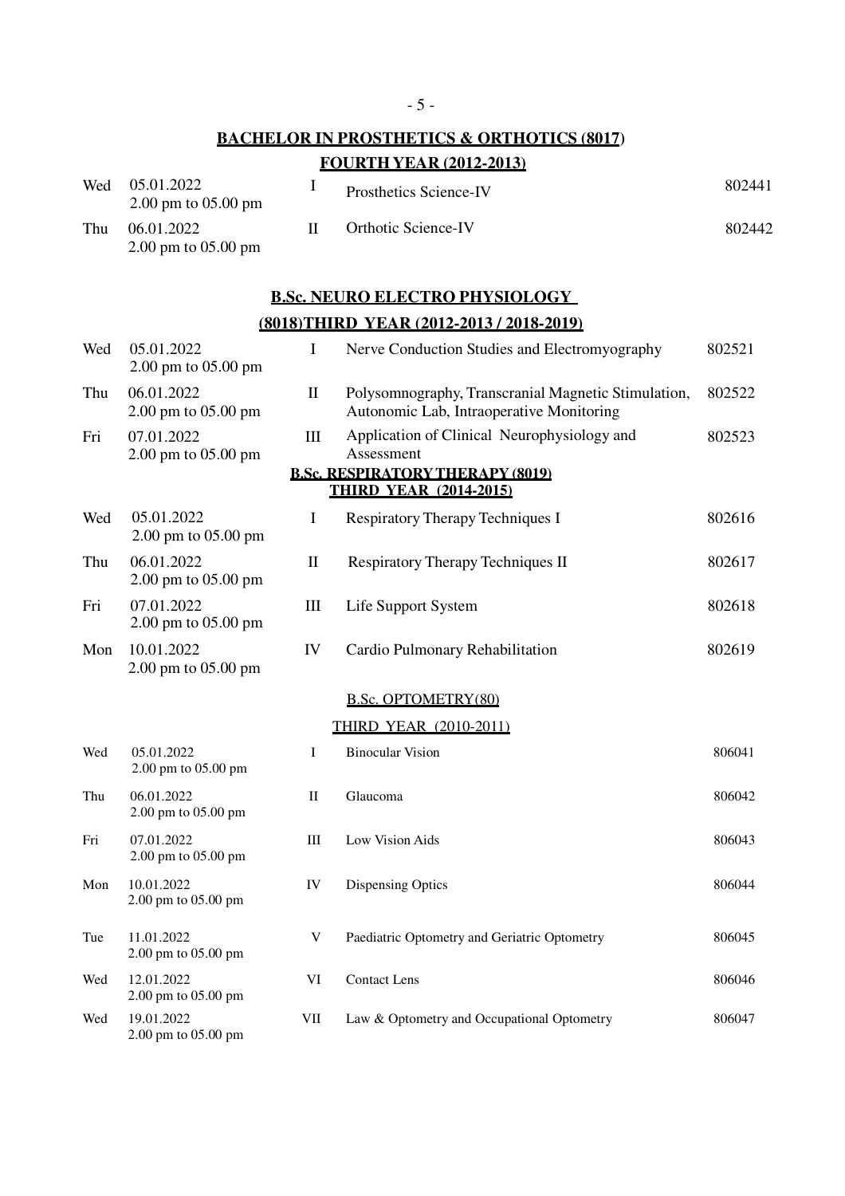## BACHELOR IN PROSTHETICS & ORTHOTICS (8017)

### FOURTH YEAR (2012-2013)

| | | | | |
|---|---|---|---|---|
| Wed | 05.01.2022<br>2.00 pm to 05.00 pm | I | Prosthetics Science-IV | 802441 |
| Thu | 06.01.2022<br>2.00 pm to 05.00 pm | II | Orthotic Science-IV | 802442 |

## B.Sc. NEURO ELECTRO PHYSIOLOGY

### (8018)THIRD YEAR (2012-2013 / 2018-2019)

| | | | | |
|---|---|---|---|---|
| Wed | 05.01.2022<br>2.00 pm to 05.00 pm | I | Nerve Conduction Studies and Electromyography | 802521 |
| Thu | 06.01.2022<br>2.00 pm to 05.00 pm | II | Polysomnography, Transcranial Magnetic Stimulation, Autonomic Lab, Intraoperative Monitoring | 802522 |
| Fri | 07.01.2022<br>2.00 pm to 05.00 pm | III | Application of Clinical Neurophysiology and Assessment | 802523 |

## B.Sc. RESPIRATORY THERAPY (8019)

### THIRD YEAR (2014-2015)

| | | | | |
|---|---|---|---|---|
| Wed | 05.01.2022<br>2.00 pm to 05.00 pm | I | Respiratory Therapy Techniques I | 802616 |
| Thu | 06.01.2022<br>2.00 pm to 05.00 pm | II | Respiratory Therapy Techniques II | 802617 |
| Fri | 07.01.2022<br>2.00 pm to 05.00 pm | III | Life Support System | 802618 |
| Mon | 10.01.2022<br>2.00 pm to 05.00 pm | IV | Cardio Pulmonary Rehabilitation | 802619 |

## B.Sc. OPTOMETRY(80)

### THIRD YEAR (2010-2011)

| | | | | |
|---|---|---|---|---|
| Wed | 05.01.2022<br>2.00 pm to 05.00 pm | I | Binocular Vision | 806041 |
| Thu | 06.01.2022<br>2.00 pm to 05.00 pm | II | Glaucoma | 806042 |
| Fri | 07.01.2022<br>2.00 pm to 05.00 pm | III | Low Vision Aids | 806043 |
| Mon | 10.01.2022<br>2.00 pm to 05.00 pm | IV | Dispensing Optics | 806044 |
| Tue | 11.01.2022<br>2.00 pm to 05.00 pm | V | Paediatric Optometry and Geriatric Optometry | 806045 |
| Wed | 12.01.2022<br>2.00 pm to 05.00 pm | VI | Contact Lens | 806046 |
| Wed | 19.01.2022<br>2.00 pm to 05.00 pm | VII | Law & Optometry and Occupational Optometry | 806047 |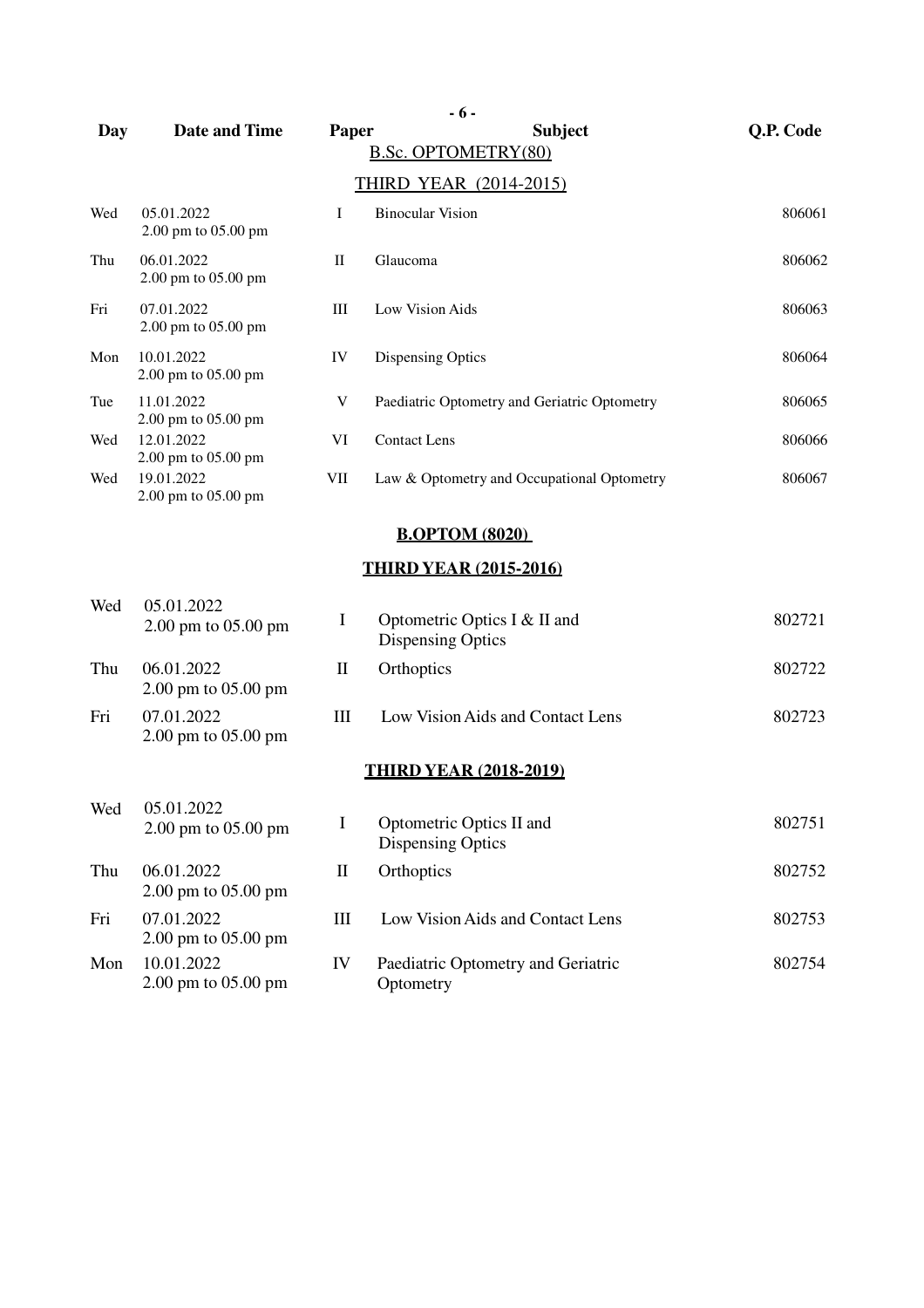| Day | Date and Time | Paper | Subject | Q.P. Code |
|---|---|---|---|---|

## B.Sc. OPTOMETRY(80)

### THIRD YEAR (2014-2015)

| Day | Date and Time | Paper | Subject | Q.P. Code |
|---|---|---|---|---|
| Wed | 05.01.2022 2.00 pm to 05.00 pm | I | Binocular Vision | 806061 |
| Thu | 06.01.2022 2.00 pm to 05.00 pm | II | Glaucoma | 806062 |
| Fri | 07.01.2022 2.00 pm to 05.00 pm | III | Low Vision Aids | 806063 |
| Mon | 10.01.2022 2.00 pm to 05.00 pm | IV | Dispensing Optics | 806064 |
| Tue | 11.01.2022 2.00 pm to 05.00 pm | V | Paediatric Optometry and Geriatric Optometry | 806065 |
| Wed | 12.01.2022 2.00 pm to 05.00 pm | VI | Contact Lens | 806066 |
| Wed | 19.01.2022 2.00 pm to 05.00 pm | VII | Law & Optometry and Occupational Optometry | 806067 |

## B.OPTOM (8020)

### THIRD YEAR (2015-2016)

| Day | Date and Time | Paper | Subject | Q.P. Code |
|---|---|---|---|---|
| Wed | 05.01.2022 2.00 pm to 05.00 pm | I | Optometric Optics I & II and Dispensing Optics | 802721 |
| Thu | 06.01.2022 2.00 pm to 05.00 pm | II | Orthoptics | 802722 |
| Fri | 07.01.2022 2.00 pm to 05.00 pm | III | Low Vision Aids and Contact Lens | 802723 |

### THIRD YEAR (2018-2019)

| Day | Date and Time | Paper | Subject | Q.P. Code |
|---|---|---|---|---|
| Wed | 05.01.2022 2.00 pm to 05.00 pm | I | Optometric Optics II and Dispensing Optics | 802751 |
| Thu | 06.01.2022 2.00 pm to 05.00 pm | II | Orthoptics | 802752 |
| Fri | 07.01.2022 2.00 pm to 05.00 pm | III | Low Vision Aids and Contact Lens | 802753 |
| Mon | 10.01.2022 2.00 pm to 05.00 pm | IV | Paediatric Optometry and Geriatric Optometry | 802754 |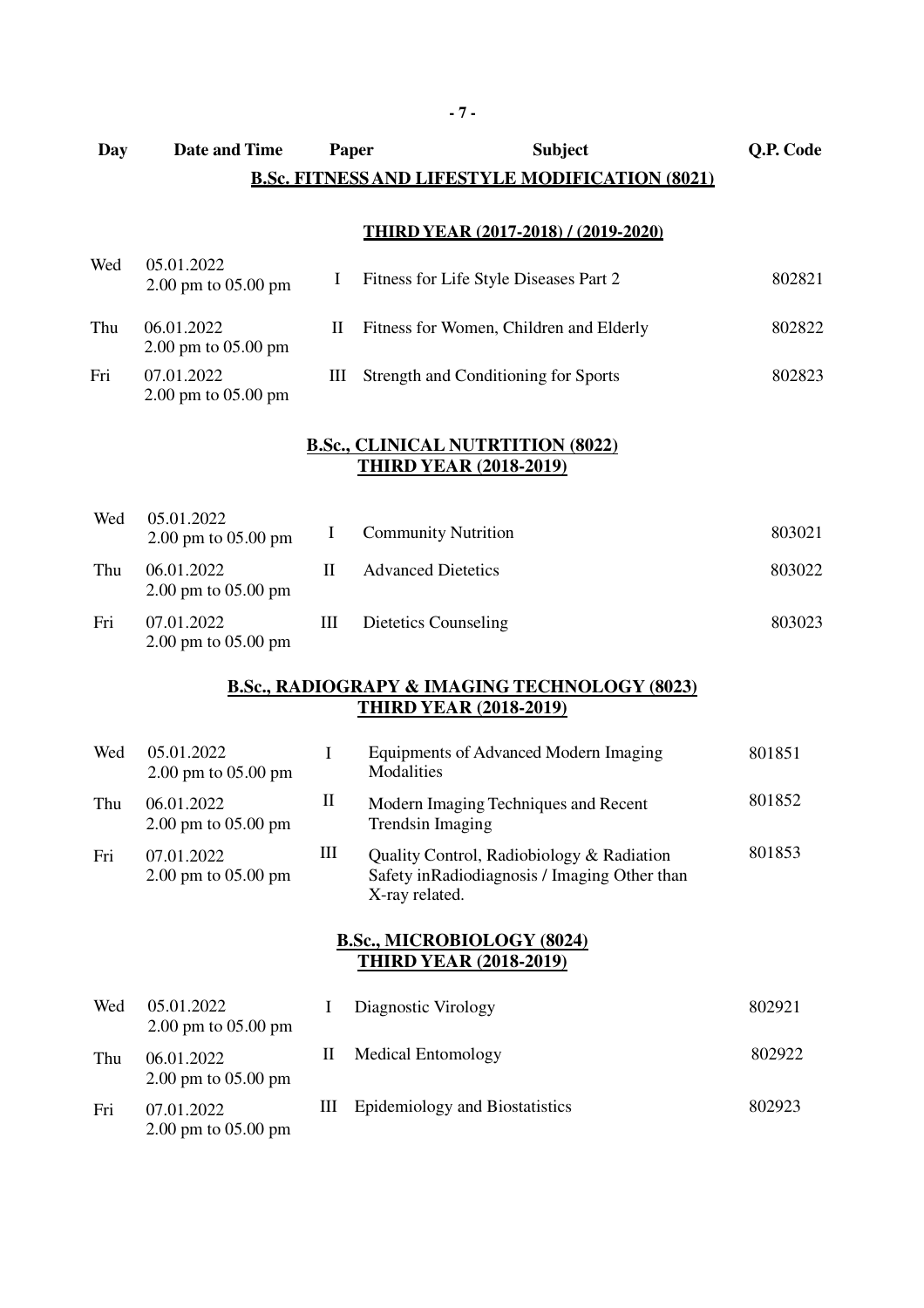| Day | Date and Time | Paper | Subject | Q.P. Code |
|---|---|---|---|---|

## B.Sc. FITNESS AND LIFESTYLE MODIFICATION (8021)

### THIRD YEAR (2017-2018) / (2019-2020)

| Day | Date and Time | Paper | Subject | Q.P. Code |
|---|---|---|---|---|
| Wed | 05.01.2022 2.00 pm to 05.00 pm | I | Fitness for Life Style Diseases Part 2 | 802821 |
| Thu | 06.01.2022 2.00 pm to 05.00 pm | II | Fitness for Women, Children and Elderly | 802822 |
| Fri | 07.01.2022 2.00 pm to 05.00 pm | III | Strength and Conditioning for Sports | 802823 |

## B.Sc., CLINICAL NUTRTITION (8022)

### THIRD YEAR (2018-2019)

| Day | Date and Time | Paper | Subject | Q.P. Code |
|---|---|---|---|---|
| Wed | 05.01.2022 2.00 pm to 05.00 pm | I | Community Nutrition | 803021 |
| Thu | 06.01.2022 2.00 pm to 05.00 pm | II | Advanced Dietetics | 803022 |
| Fri | 07.01.2022 2.00 pm to 05.00 pm | III | Dietetics Counseling | 803023 |

## B.Sc., RADIOGRAPY & IMAGING TECHNOLOGY (8023)

### THIRD YEAR (2018-2019)

| Day | Date and Time | Paper | Subject | Q.P. Code |
|---|---|---|---|---|
| Wed | 05.01.2022 2.00 pm to 05.00 pm | I | Equipments of Advanced Modern Imaging Modalities | 801851 |
| Thu | 06.01.2022 2.00 pm to 05.00 pm | II | Modern Imaging Techniques and Recent Trendsin Imaging | 801852 |
| Fri | 07.01.2022 2.00 pm to 05.00 pm | III | Quality Control, Radiobiology & Radiation Safety inRadiodiagnosis / Imaging Other than X-ray related. | 801853 |

## B.Sc., MICROBIOLOGY (8024)

### THIRD YEAR (2018-2019)

| Day | Date and Time | Paper | Subject | Q.P. Code |
|---|---|---|---|---|
| Wed | 05.01.2022 2.00 pm to 05.00 pm | I | Diagnostic Virology | 802921 |
| Thu | 06.01.2022 2.00 pm to 05.00 pm | II | Medical Entomology | 802922 |
| Fri | 07.01.2022 2.00 pm to 05.00 pm | III | Epidemiology and Biostatistics | 802923 |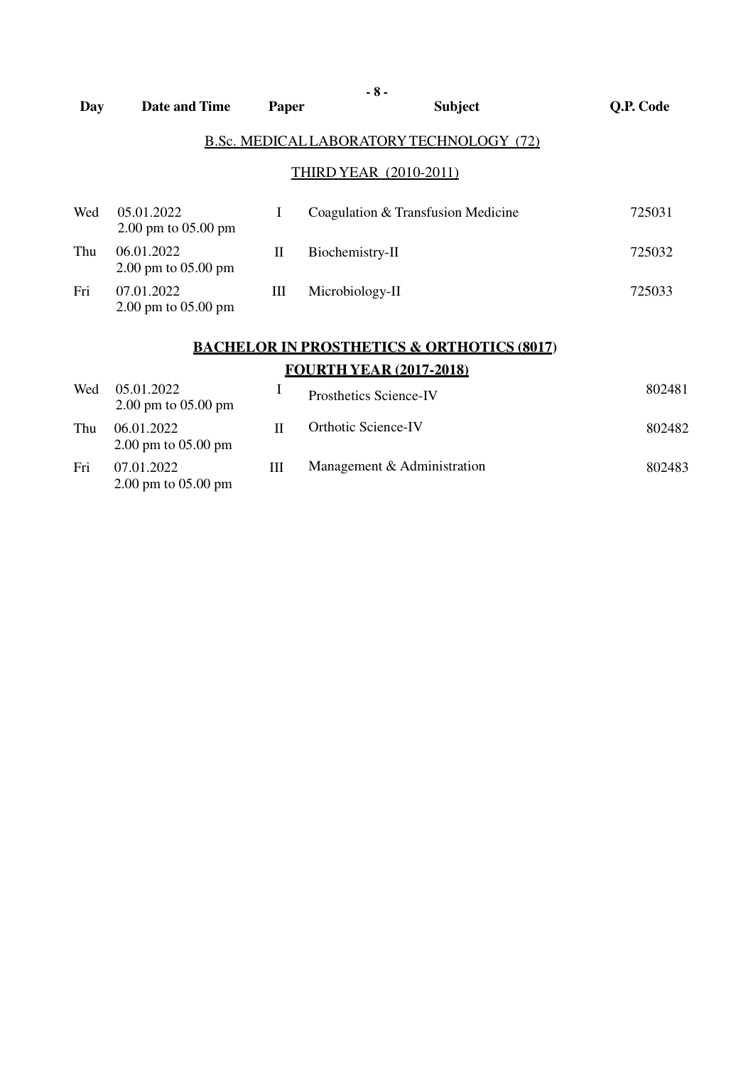| Day | Date and Time | Paper | Subject | Q.P. Code |
|---|---|---|---|---|

## B.Sc. MEDICAL LABORATORY TECHNOLOGY (72)

### THIRD YEAR (2010-2011)

| Day | Date and Time | Paper | Subject | Q.P. Code |
|---|---|---|---|---|
| Wed | 05.01.2022 2.00 pm to 05.00 pm | I | Coagulation & Transfusion Medicine | 725031 |
| Thu | 06.01.2022 2.00 pm to 05.00 pm | II | Biochemistry-II | 725032 |
| Fri | 07.01.2022 2.00 pm to 05.00 pm | III | Microbiology-II | 725033 |

## BACHELOR IN PROSTHETICS & ORTHOTICS (8017)

### FOURTH YEAR (2017-2018)

| Day | Date and Time | Paper | Subject | Q.P. Code |
|---|---|---|---|---|
| Wed | 05.01.2022 2.00 pm to 05.00 pm | I | Prosthetics Science-IV | 802481 |
| Thu | 06.01.2022 2.00 pm to 05.00 pm | II | Orthotic Science-IV | 802482 |
| Fri | 07.01.2022 2.00 pm to 05.00 pm | III | Management & Administration | 802483 |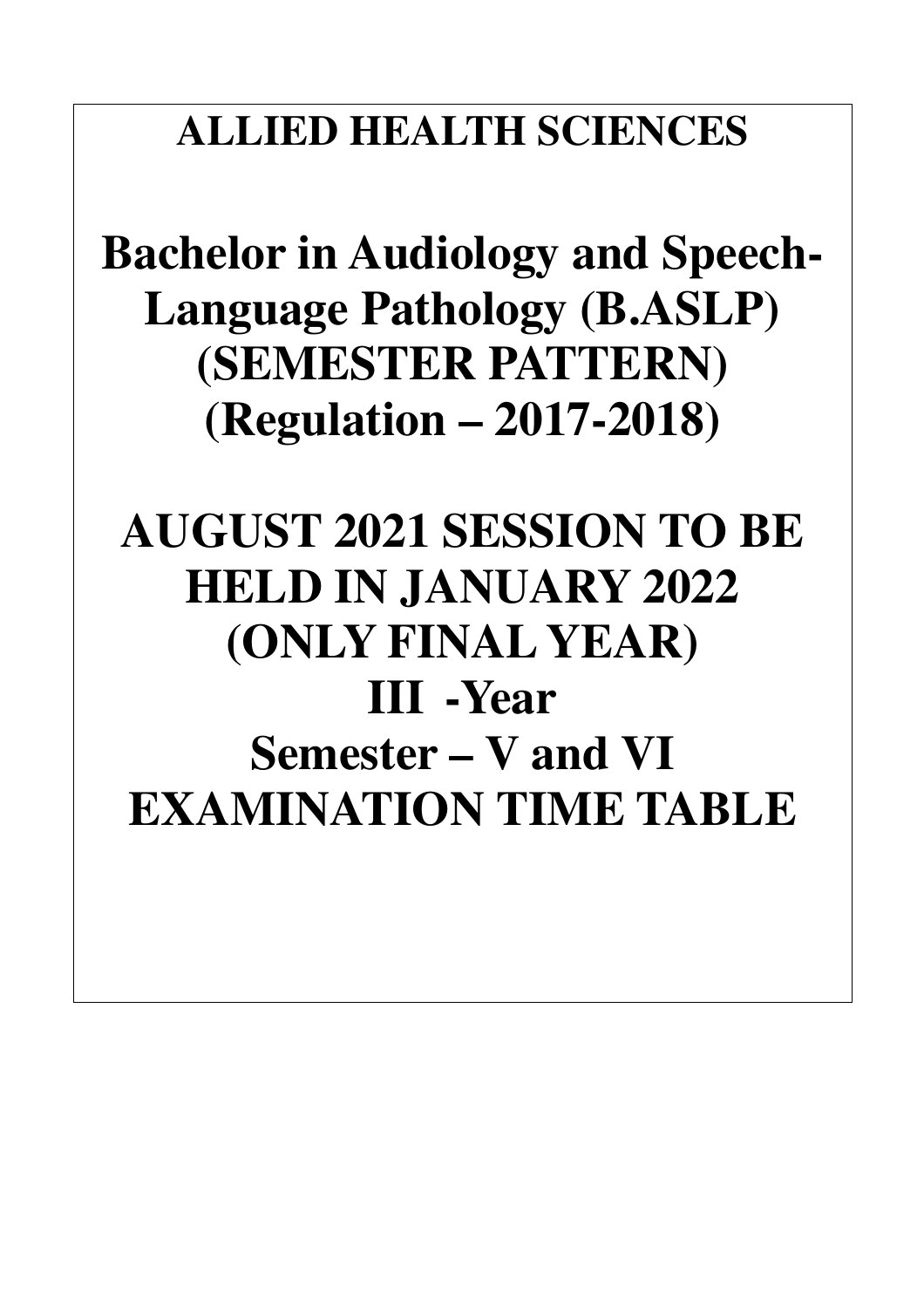# ALLIED HEALTH SCIENCES

# Bachelor in Audiology and Speech-Language Pathology (B.ASLP) (SEMESTER PATTERN) (Regulation – 2017-2018)

# AUGUST 2021 SESSION TO BE HELD IN JANUARY 2022 (ONLY FINAL YEAR) III -Year Semester – V and VI EXAMINATION TIME TABLE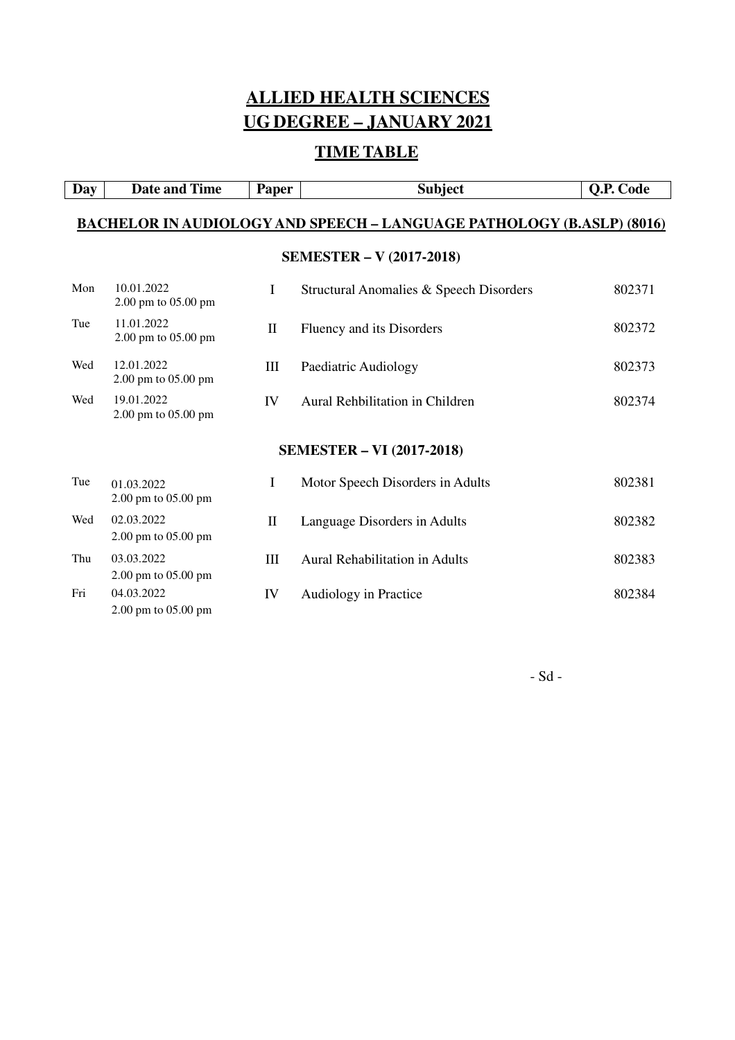# ALLIED HEALTH SCIENCES
# UG DEGREE – JANUARY 2021

## TIME TABLE

| Day | Date and Time | Paper | Subject | Q.P. Code |
|---|---|---|---|---|
| | | | **BACHELOR IN AUDIOLOGY AND SPEECH – LANGUAGE PATHOLOGY (B.ASLP) (8016)** | |
| | | | **SEMESTER – V (2017-2018)** | |
| Mon | 10.01.2022 2.00 pm to 05.00 pm | I | Structural Anomalies & Speech Disorders | 802371 |
| Tue | 11.01.2022 2.00 pm to 05.00 pm | II | Fluency and its Disorders | 802372 |
| Wed | 12.01.2022 2.00 pm to 05.00 pm | III | Paediatric Audiology | 802373 |
| Wed | 19.01.2022 2.00 pm to 05.00 pm | IV | Aural Rehbilitation in Children | 802374 |
| | | | **SEMESTER – VI (2017-2018)** | |
| Tue | 01.03.2022 2.00 pm to 05.00 pm | I | Motor Speech Disorders in Adults | 802381 |
| Wed | 02.03.2022 2.00 pm to 05.00 pm | II | Language Disorders in Adults | 802382 |
| Thu | 03.03.2022 2.00 pm to 05.00 pm | III | Aural Rehabilitation in Adults | 802383 |
| Fri | 04.03.2022 2.00 pm to 05.00 pm | IV | Audiology in Practice | 802384 |

- Sd -